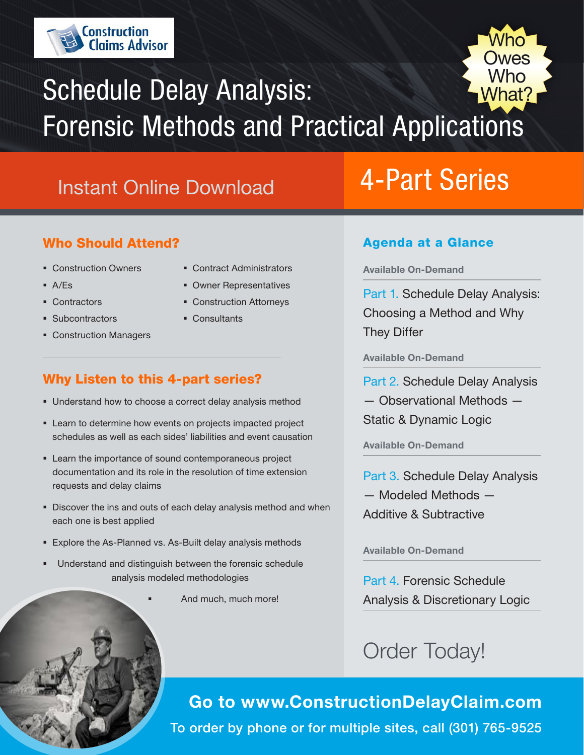Construction Claims Advisor

# Schedule Delay Analysis: Forensic Methods and Practical Applications

Who Owes Who What?

Instant Online Download

## 4-Part Series

### Who Should Attend?

- Construction Owners
- A/Es
- Contractors
- Subcontractors
- Construction Managers
- Contract Administrators
- Owner Representatives
- Construction Attorneys
- Consultants

### Why Listen to this 4-part series?

- Understand how to choose a correct delay analysis method
- Learn to determine how events on projects impacted project schedules as well as each sides' liabilities and event causation
- Learn the importance of sound contemporaneous project documentation and its role in the resolution of time extension requests and delay claims
- Discover the ins and outs of each delay analysis method and when each one is best applied
- Explore the As-Planned vs. As-Built delay analysis methods
- Understand and distinguish between the forensic schedule analysis modeled methodologies
- And much, much more!

### Agenda at a Glance

**Available On-Demand**

Part 1. Schedule Delay Analysis: Choosing a Method and Why They Differ

**Available On-Demand**

Part 2. Schedule Delay Analysis — Observational Methods — Static & Dynamic Logic

**Available On-Demand**

Part 3. Schedule Delay Analysis — Modeled Methods — Additive & Subtractive

**Available On-Demand**

Part 4. Forensic Schedule Analysis & Discretionary Logic

## Order Today!

**Go to www.ConstructionDelayClaim.com**

To order by phone or for multiple sites, call (301) 765-9525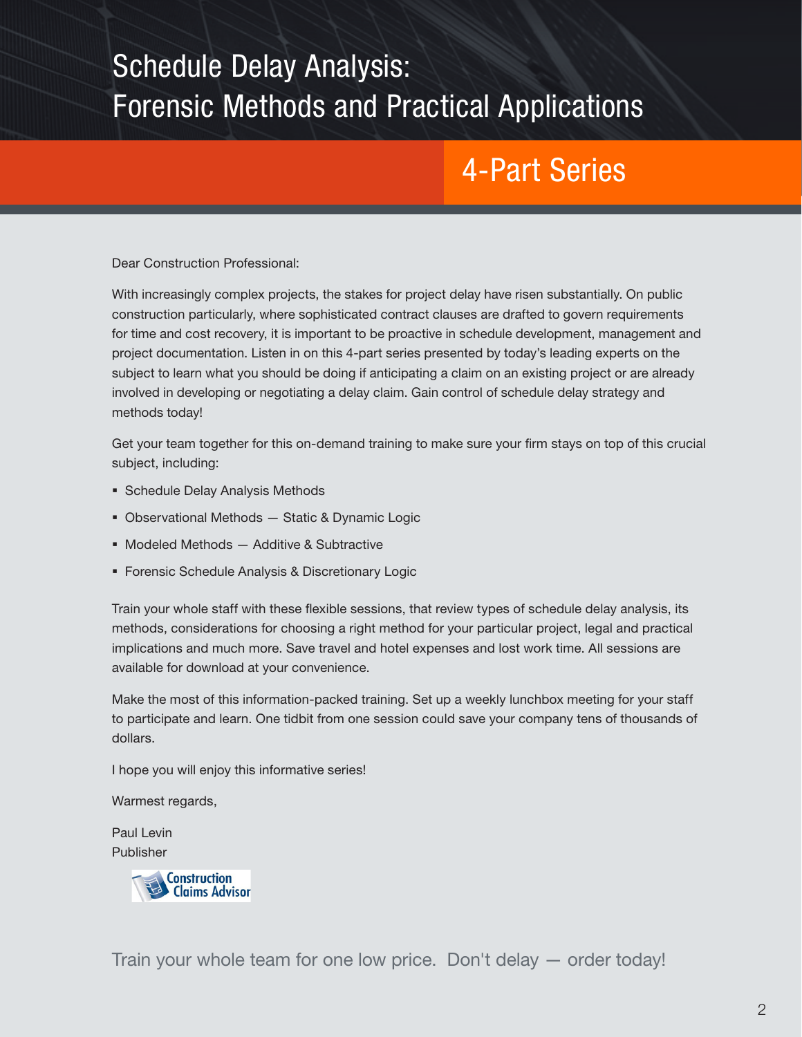# Schedule Delay Analysis: Forensic Methods and Practical Applications

## 4-Part Series

Dear Construction Professional:

With increasingly complex projects, the stakes for project delay have risen substantially. On public construction particularly, where sophisticated contract clauses are drafted to govern requirements for time and cost recovery, it is important to be proactive in schedule development, management and project documentation. Listen in on this 4-part series presented by today's leading experts on the subject to learn what you should be doing if anticipating a claim on an existing project or are already involved in developing or negotiating a delay claim. Gain control of schedule delay strategy and methods today!

Get your team together for this on-demand training to make sure your firm stays on top of this crucial subject, including:

- Schedule Delay Analysis Methods
- Observational Methods — Static & Dynamic Logic
- Modeled Methods — Additive & Subtractive
- Forensic Schedule Analysis & Discretionary Logic

Train your whole staff with these flexible sessions, that review types of schedule delay analysis, its methods, considerations for choosing a right method for your particular project, legal and practical implications and much more. Save travel and hotel expenses and lost work time. All sessions are available for download at your convenience.

Make the most of this information-packed training. Set up a weekly lunchbox meeting for your staff to participate and learn. One tidbit from one session could save your company tens of thousands of dollars.

I hope you will enjoy this informative series!

Warmest regards,

Paul Levin
Publisher

Construction Claims Advisor

Train your whole team for one low price. Don't delay — order today!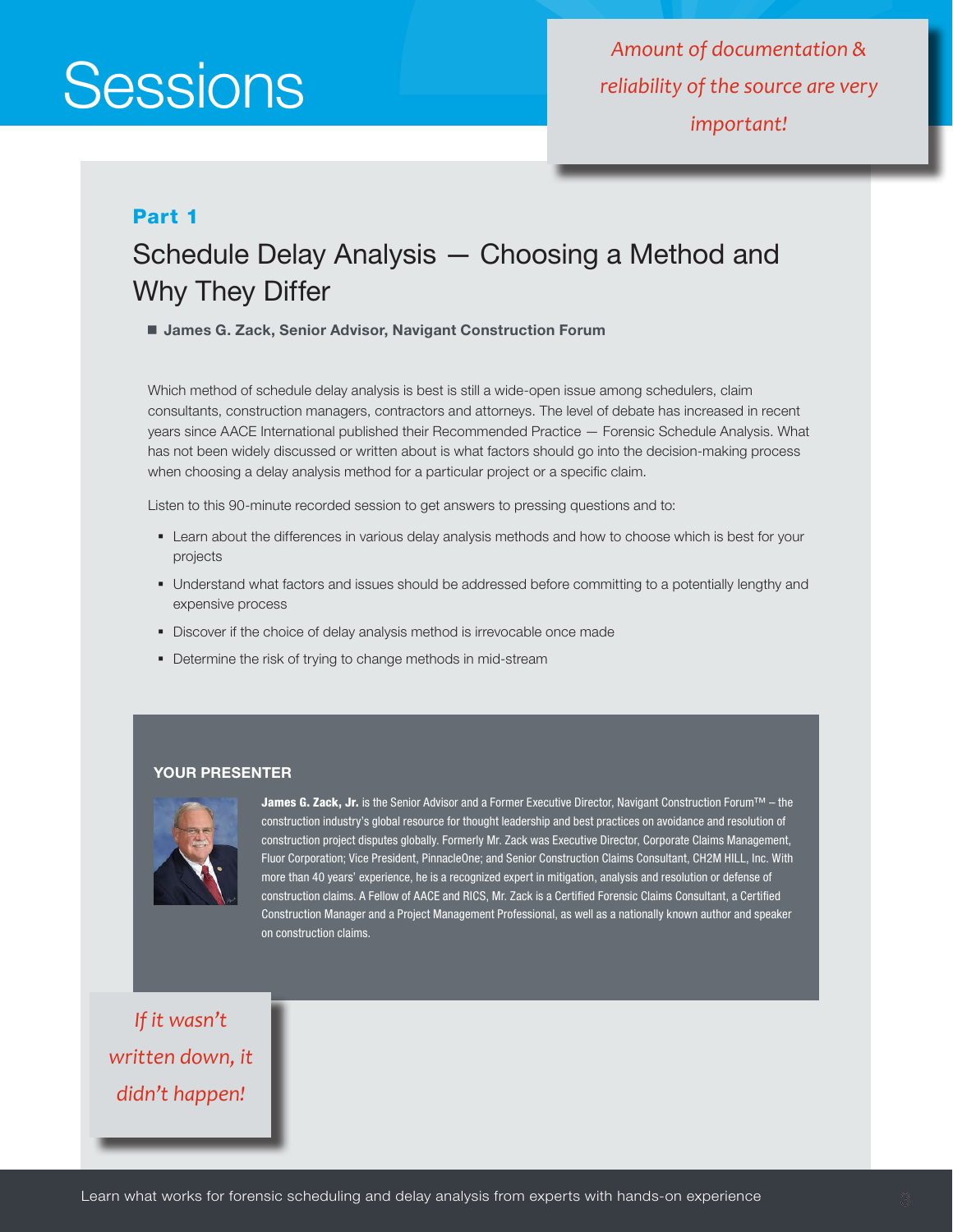# Sessions

*Amount of documentation & reliability of the source are very important!*

## Part 1

## Schedule Delay Analysis — Choosing a Method and Why They Differ

- **James G. Zack, Senior Advisor, Navigant Construction Forum**

Which method of schedule delay analysis is best is still a wide-open issue among schedulers, claim consultants, construction managers, contractors and attorneys. The level of debate has increased in recent years since AACE International published their Recommended Practice — Forensic Schedule Analysis. What has not been widely discussed or written about is what factors should go into the decision-making process when choosing a delay analysis method for a particular project or a specific claim.

Listen to this 90-minute recorded session to get answers to pressing questions and to:

- Learn about the differences in various delay analysis methods and how to choose which is best for your projects
- Understand what factors and issues should be addressed before committing to a potentially lengthy and expensive process
- Discover if the choice of delay analysis method is irrevocable once made
- Determine the risk of trying to change methods in mid-stream

### YOUR PRESENTER

**James G. Zack, Jr.** is the Senior Advisor and a Former Executive Director, Navigant Construction Forum™ – the construction industry's global resource for thought leadership and best practices on avoidance and resolution of construction project disputes globally. Formerly Mr. Zack was Executive Director, Corporate Claims Management, Fluor Corporation; Vice President, PinnacleOne; and Senior Construction Claims Consultant, CH2M HILL, Inc. With more than 40 years' experience, he is a recognized expert in mitigation, analysis and resolution or defense of construction claims. A Fellow of AACE and RICS, Mr. Zack is a Certified Forensic Claims Consultant, a Certified Construction Manager and a Project Management Professional, as well as a nationally known author and speaker on construction claims.

*If it wasn't written down, it didn't happen!*

Learn what works for forensic scheduling and delay analysis from experts with hands-on experience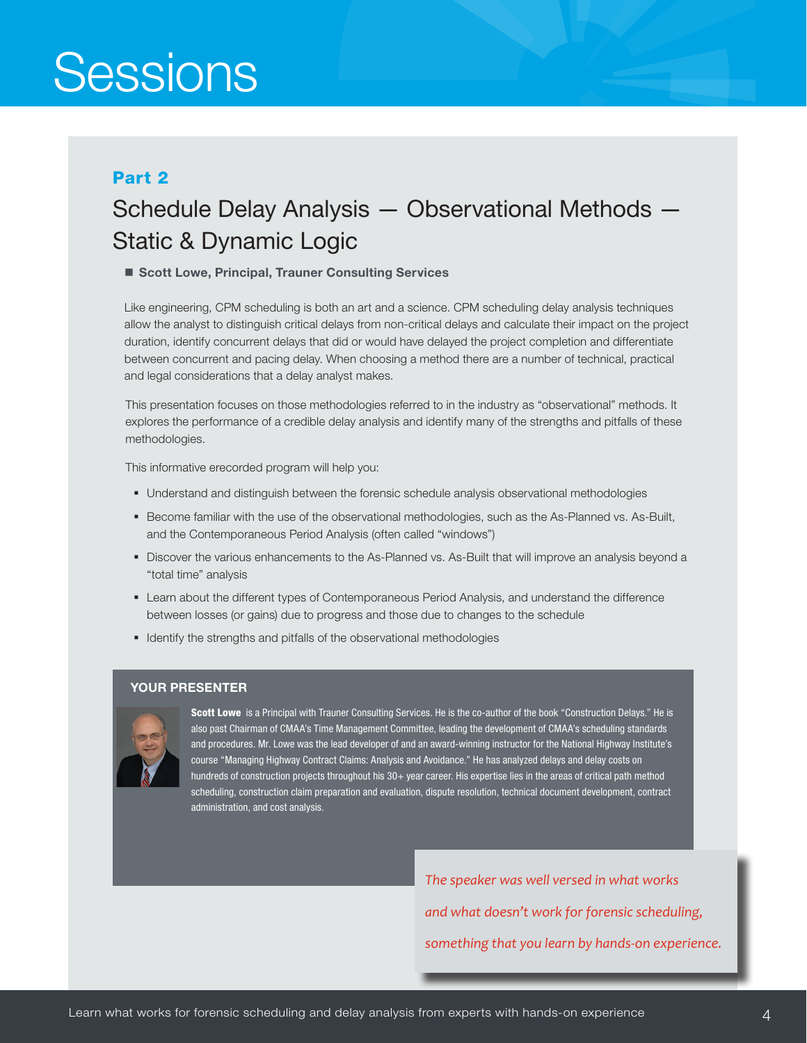# Sessions

## Part 2

## Schedule Delay Analysis — Observational Methods — Static & Dynamic Logic

■ **Scott Lowe, Principal, Trauner Consulting Services**

Like engineering, CPM scheduling is both an art and a science. CPM scheduling delay analysis techniques allow the analyst to distinguish critical delays from non-critical delays and calculate their impact on the project duration, identify concurrent delays that did or would have delayed the project completion and differentiate between concurrent and pacing delay. When choosing a method there are a number of technical, practical and legal considerations that a delay analyst makes.

This presentation focuses on those methodologies referred to in the industry as "observational" methods. It explores the performance of a credible delay analysis and identify many of the strengths and pitfalls of these methodologies.

This informative erecorded program will help you:

- Understand and distinguish between the forensic schedule analysis observational methodologies
- Become familiar with the use of the observational methodologies, such as the As-Planned vs. As-Built, and the Contemporaneous Period Analysis (often called "windows")
- Discover the various enhancements to the As-Planned vs. As-Built that will improve an analysis beyond a "total time" analysis
- Learn about the different types of Contemporaneous Period Analysis, and understand the difference between losses (or gains) due to progress and those due to changes to the schedule
- Identify the strengths and pitfalls of the observational methodologies

### YOUR PRESENTER

**Scott Lowe** is a Principal with Trauner Consulting Services. He is the co-author of the book "Construction Delays." He is also past Chairman of CMAA's Time Management Committee, leading the development of CMAA's scheduling standards and procedures. Mr. Lowe was the lead developer of and an award-winning instructor for the National Highway Institute's course "Managing Highway Contract Claims: Analysis and Avoidance." He has analyzed delays and delay costs on hundreds of construction projects throughout his 30+ year career. His expertise lies in the areas of critical path method scheduling, construction claim preparation and evaluation, dispute resolution, technical document development, contract administration, and cost analysis.

*The speaker was well versed in what works and what doesn't work for forensic scheduling, something that you learn by hands-on experience.*

Learn what works for forensic scheduling and delay analysis from experts with hands-on experience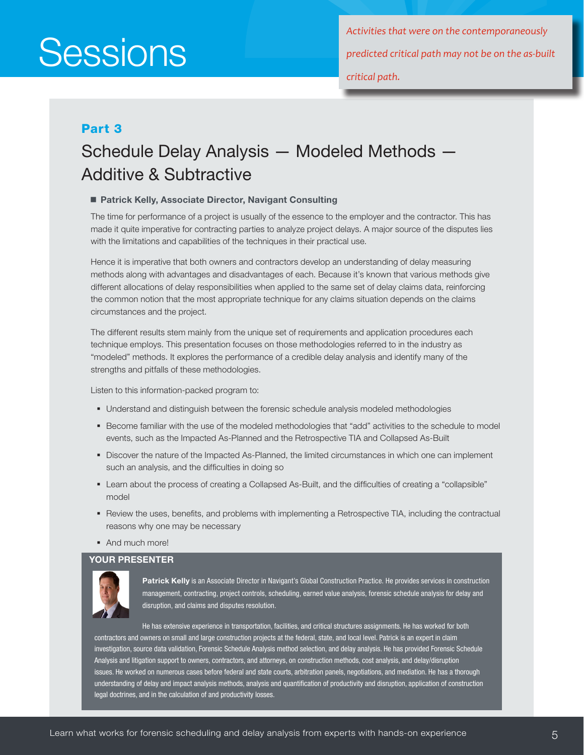# Sessions

*Activities that were on the contemporaneously predicted critical path may not be on the as-built critical path.*

## Part 3

## Schedule Delay Analysis — Modeled Methods — Additive & Subtractive

■ **Patrick Kelly, Associate Director, Navigant Consulting**

The time for performance of a project is usually of the essence to the employer and the contractor. This has made it quite imperative for contracting parties to analyze project delays. A major source of the disputes lies with the limitations and capabilities of the techniques in their practical use.

Hence it is imperative that both owners and contractors develop an understanding of delay measuring methods along with advantages and disadvantages of each. Because it's known that various methods give different allocations of delay responsibilities when applied to the same set of delay claims data, reinforcing the common notion that the most appropriate technique for any claims situation depends on the claims circumstances and the project.

The different results stem mainly from the unique set of requirements and application procedures each technique employs. This presentation focuses on those methodologies referred to in the industry as "modeled" methods. It explores the performance of a credible delay analysis and identify many of the strengths and pitfalls of these methodologies.

Listen to this information-packed program to:

- Understand and distinguish between the forensic schedule analysis modeled methodologies
- Become familiar with the use of the modeled methodologies that "add" activities to the schedule to model events, such as the Impacted As-Planned and the Retrospective TIA and Collapsed As-Built
- Discover the nature of the Impacted As-Planned, the limited circumstances in which one can implement such an analysis, and the difficulties in doing so
- Learn about the process of creating a Collapsed As-Built, and the difficulties of creating a "collapsible" model
- Review the uses, benefits, and problems with implementing a Retrospective TIA, including the contractual reasons why one may be necessary
- And much more!

### YOUR PRESENTER

**Patrick Kelly** is an Associate Director in Navigant's Global Construction Practice. He provides services in construction management, contracting, project controls, scheduling, earned value analysis, forensic schedule analysis for delay and disruption, and claims and disputes resolution.

He has extensive experience in transportation, facilities, and critical structures assignments. He has worked for both contractors and owners on small and large construction projects at the federal, state, and local level. Patrick is an expert in claim investigation, source data validation, Forensic Schedule Analysis method selection, and delay analysis. He has provided Forensic Schedule Analysis and litigation support to owners, contractors, and attorneys, on construction methods, cost analysis, and delay/disruption issues. He worked on numerous cases before federal and state courts, arbitration panels, negotiations, and mediation. He has a thorough understanding of delay and impact analysis methods, analysis and quantification of productivity and disruption, application of construction legal doctrines, and in the calculation of and productivity losses.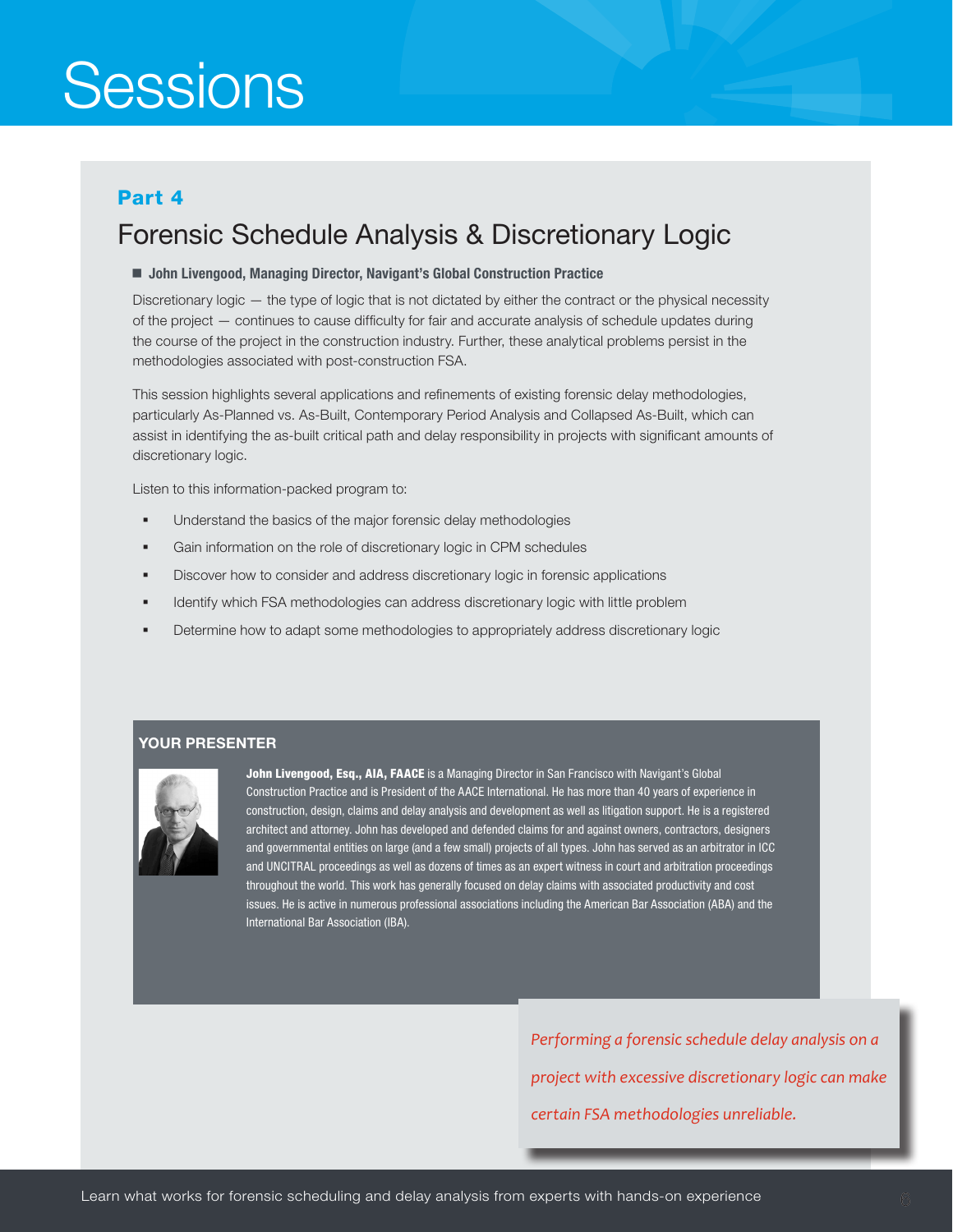# Sessions

**Part 4**

## Forensic Schedule Analysis & Discretionary Logic

■ **John Livengood, Managing Director, Navigant's Global Construction Practice**

Discretionary logic — the type of logic that is not dictated by either the contract or the physical necessity of the project — continues to cause difficulty for fair and accurate analysis of schedule updates during the course of the project in the construction industry. Further, these analytical problems persist in the methodologies associated with post-construction FSA.

This session highlights several applications and refinements of existing forensic delay methodologies, particularly As-Planned vs. As-Built, Contemporary Period Analysis and Collapsed As-Built, which can assist in identifying the as-built critical path and delay responsibility in projects with significant amounts of discretionary logic.

Listen to this information-packed program to:

- Understand the basics of the major forensic delay methodologies
- Gain information on the role of discretionary logic in CPM schedules
- Discover how to consider and address discretionary logic in forensic applications
- Identify which FSA methodologies can address discretionary logic with little problem
- Determine how to adapt some methodologies to appropriately address discretionary logic

### YOUR PRESENTER

**John Livengood, Esq., AIA, FAACE** is a Managing Director in San Francisco with Navigant's Global Construction Practice and is President of the AACE International. He has more than 40 years of experience in construction, design, claims and delay analysis and development as well as litigation support. He is a registered architect and attorney. John has developed and defended claims for and against owners, contractors, designers and governmental entities on large (and a few small) projects of all types. John has served as an arbitrator in ICC and UNCITRAL proceedings as well as dozens of times as an expert witness in court and arbitration proceedings throughout the world. This work has generally focused on delay claims with associated productivity and cost issues. He is active in numerous professional associations including the American Bar Association (ABA) and the International Bar Association (IBA).

*Performing a forensic schedule delay analysis on a project with excessive discretionary logic can make certain FSA methodologies unreliable.*

Learn what works for forensic scheduling and delay analysis from experts with hands-on experience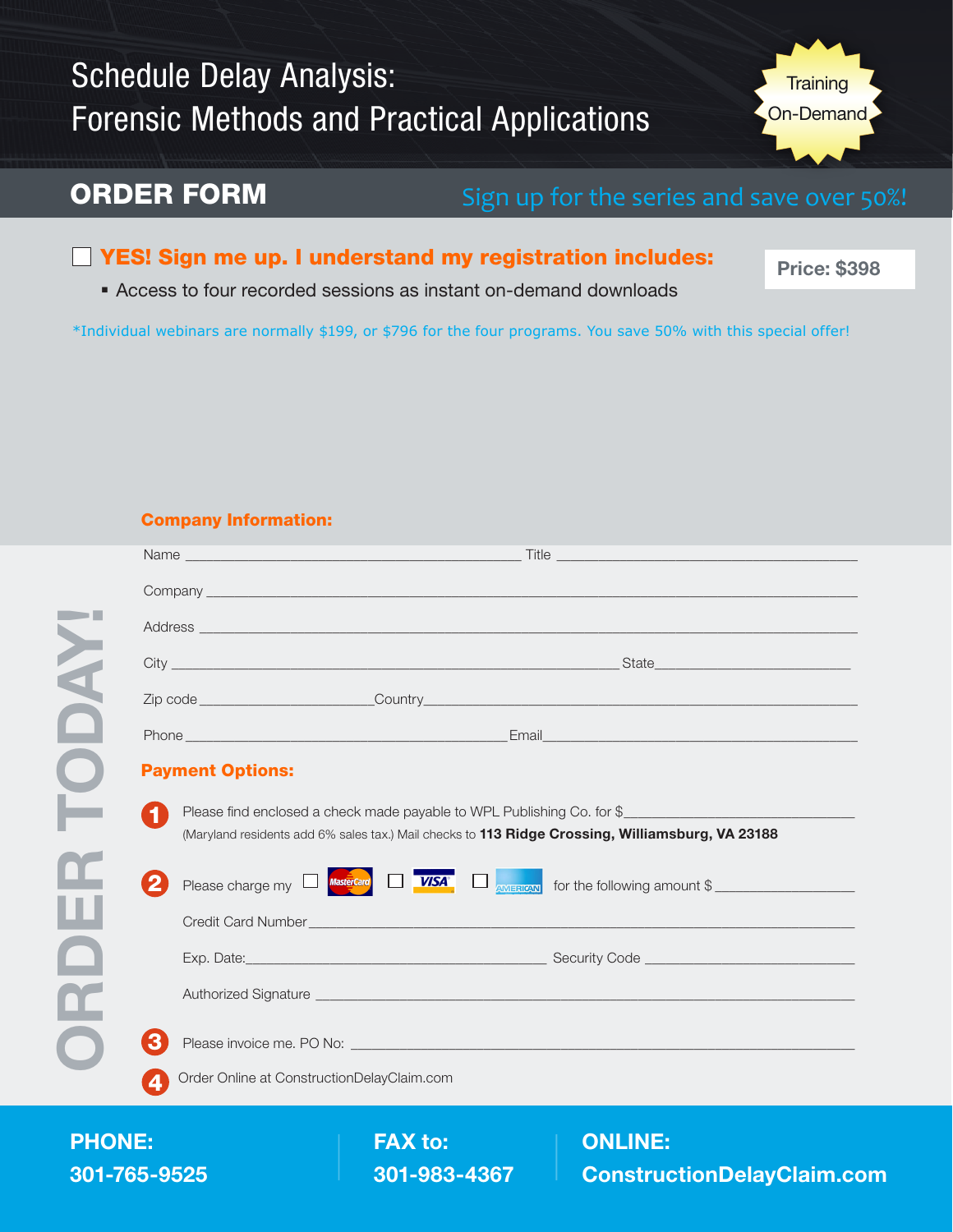# Schedule Delay Analysis: Forensic Methods and Practical Applications

Training On-Demand

## ORDER FORM

Sign up for the series and save over 50%!

☐ **YES! Sign me up. I understand my registration includes:**

**Price: $398**

- Access to four recorded sessions as instant on-demand downloads

*Individual webinars are normally $199, or $796 for the four programs. You save 50% with this special offer!

ORDER TODAY!

**Company Information:**

Name ______________________________ Title ______________________________

Company ______________________________

Address ______________________________

City ______________________________ State ______________________________

Zip code ____________________ Country ______________________________

Phone ______________________________ Email ______________________________

**Payment Options:**

1. Please find enclosed a check made payable to WPL Publishing Co. for $____________________
   (Maryland residents add 6% sales tax.) Mail checks to **113 Ridge Crossing, Williamsburg, VA 23188**

2. Please charge my ☐ MasterCard ☐ VISA ☐ AMERICAN for the following amount $____________________

   Credit Card Number ______________________________

   Exp. Date: ____________________ Security Code ____________________

   Authorized Signature ______________________________

3. Please invoice me. PO No: ______________________________

4. Order Online at ConstructionDelayClaim.com

**PHONE:** **301-765-9525**

**FAX to:** **301-983-4367**

**ONLINE:** **ConstructionDelayClaim.com**